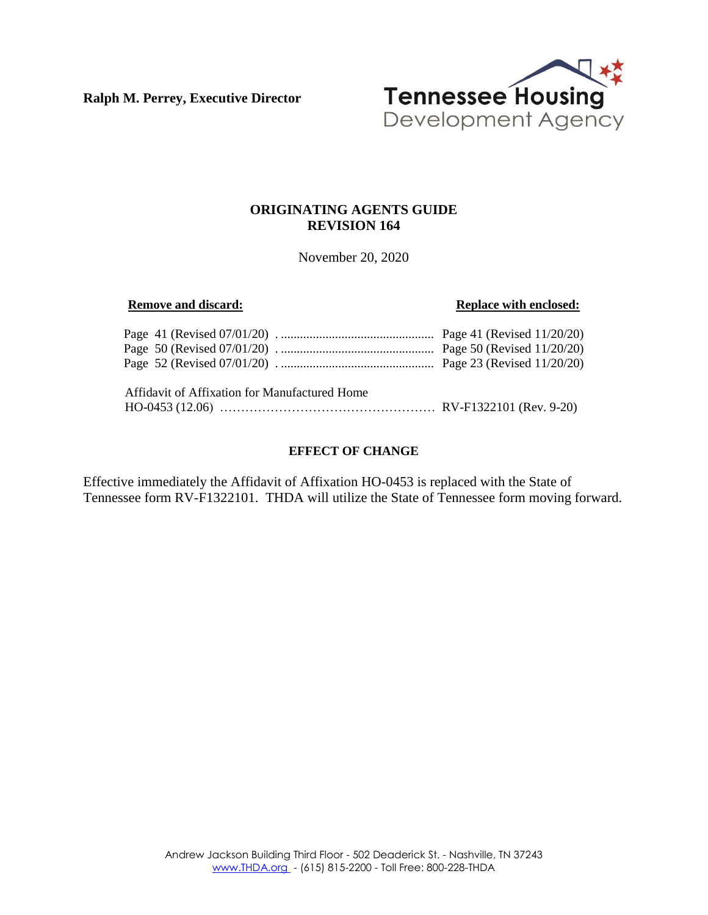**Ralph M. Perrey, Executive Director**

Tennessee Housing Development Agency

# ORIGINATING AGENTS GUIDE
# REVISION 164

November 20, 2020

| Remove and discard: | Replace with enclosed: |
|---|---|
| Page 41 (Revised 07/01/20) | Page 41 (Revised 11/20/20) |
| Page 50 (Revised 07/01/20) | Page 50 (Revised 11/20/20) |
| Page 52 (Revised 07/01/20) | Page 23 (Revised 11/20/20) |
| Affidavit of Affixation for Manufactured Home HO-0453 (12.06) | RV-F1322101 (Rev. 9-20) |

## EFFECT OF CHANGE

Effective immediately the Affidavit of Affixation HO-0453 is replaced with the State of Tennessee form RV-F1322101. THDA will utilize the State of Tennessee form moving forward.

Andrew Jackson Building Third Floor - 502 Deaderick St. - Nashville, TN 37243
www.THDA.org - (615) 815-2200 - Toll Free: 800-228-THDA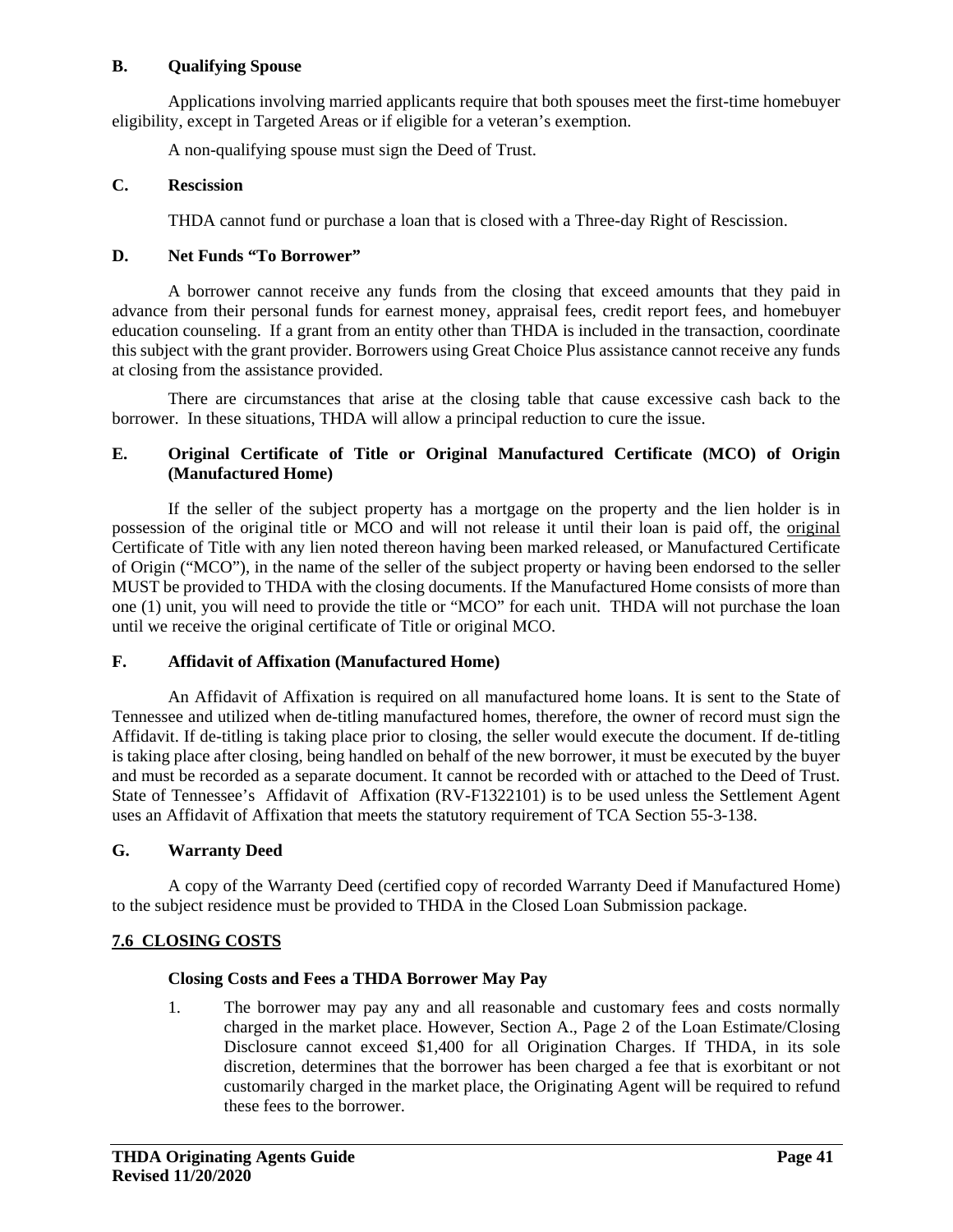### B. Qualifying Spouse

Applications involving married applicants require that both spouses meet the first-time homebuyer eligibility, except in Targeted Areas or if eligible for a veteran's exemption.

A non-qualifying spouse must sign the Deed of Trust.

### C. Rescission

THDA cannot fund or purchase a loan that is closed with a Three-day Right of Rescission.

### D. Net Funds "To Borrower"

A borrower cannot receive any funds from the closing that exceed amounts that they paid in advance from their personal funds for earnest money, appraisal fees, credit report fees, and homebuyer education counseling. If a grant from an entity other than THDA is included in the transaction, coordinate this subject with the grant provider. Borrowers using Great Choice Plus assistance cannot receive any funds at closing from the assistance provided.

There are circumstances that arise at the closing table that cause excessive cash back to the borrower. In these situations, THDA will allow a principal reduction to cure the issue.

### E. Original Certificate of Title or Original Manufactured Certificate (MCO) of Origin (Manufactured Home)

If the seller of the subject property has a mortgage on the property and the lien holder is in possession of the original title or MCO and will not release it until their loan is paid off, the <u>original</u> Certificate of Title with any lien noted thereon having been marked released, or Manufactured Certificate of Origin ("MCO"), in the name of the seller of the subject property or having been endorsed to the seller MUST be provided to THDA with the closing documents. If the Manufactured Home consists of more than one (1) unit, you will need to provide the title or "MCO" for each unit. THDA will not purchase the loan until we receive the original certificate of Title or original MCO.

### F. Affidavit of Affixation (Manufactured Home)

An Affidavit of Affixation is required on all manufactured home loans. It is sent to the State of Tennessee and utilized when de-titling manufactured homes, therefore, the owner of record must sign the Affidavit. If de-titling is taking place prior to closing, the seller would execute the document. If de-titling is taking place after closing, being handled on behalf of the new borrower, it must be executed by the buyer and must be recorded as a separate document. It cannot be recorded with or attached to the Deed of Trust. State of Tennessee's Affidavit of Affixation (RV-F1322101) is to be used unless the Settlement Agent uses an Affidavit of Affixation that meets the statutory requirement of TCA Section 55-3-138.

### G. Warranty Deed

A copy of the Warranty Deed (certified copy of recorded Warranty Deed if Manufactured Home) to the subject residence must be provided to THDA in the Closed Loan Submission package.

## 7.6 CLOSING COSTS

**Closing Costs and Fees a THDA Borrower May Pay**

1. The borrower may pay any and all reasonable and customary fees and costs normally charged in the market place. However, Section A., Page 2 of the Loan Estimate/Closing Disclosure cannot exceed $1,400 for all Origination Charges. If THDA, in its sole discretion, determines that the borrower has been charged a fee that is exorbitant or not customarily charged in the market place, the Originating Agent will be required to refund these fees to the borrower.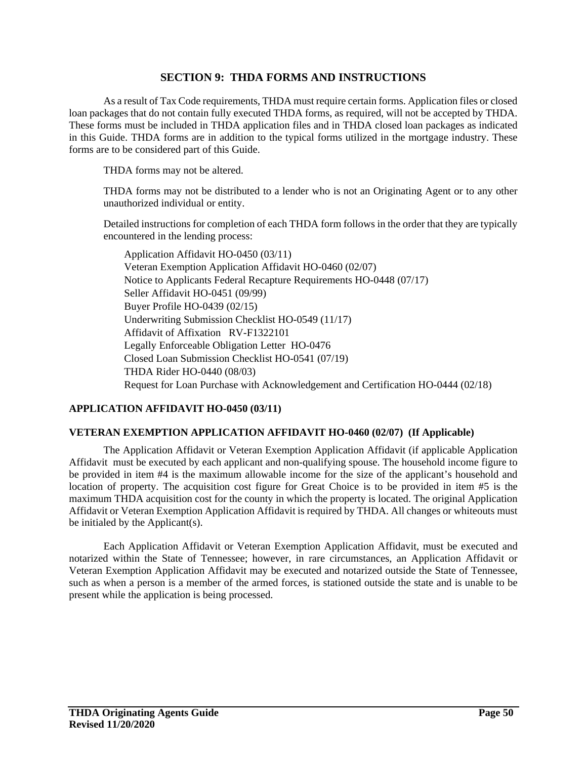# SECTION 9: THDA FORMS AND INSTRUCTIONS

As a result of Tax Code requirements, THDA must require certain forms. Application files or closed loan packages that do not contain fully executed THDA forms, as required, will not be accepted by THDA. These forms must be included in THDA application files and in THDA closed loan packages as indicated in this Guide. THDA forms are in addition to the typical forms utilized in the mortgage industry. These forms are to be considered part of this Guide.

THDA forms may not be altered.

THDA forms may not be distributed to a lender who is not an Originating Agent or to any other unauthorized individual or entity.

Detailed instructions for completion of each THDA form follows in the order that they are typically encountered in the lending process:

Application Affidavit HO-0450 (03/11)
Veteran Exemption Application Affidavit HO-0460 (02/07)
Notice to Applicants Federal Recapture Requirements HO-0448 (07/17)
Seller Affidavit HO-0451 (09/99)
Buyer Profile HO-0439 (02/15)
Underwriting Submission Checklist HO-0549 (11/17)
Affidavit of Affixation RV-F1322101
Legally Enforceable Obligation Letter HO-0476
Closed Loan Submission Checklist HO-0541 (07/19)
THDA Rider HO-0440 (08/03)
Request for Loan Purchase with Acknowledgement and Certification HO-0444 (02/18)

### APPLICATION AFFIDAVIT HO-0450 (03/11)

### VETERAN EXEMPTION APPLICATION AFFIDAVIT HO-0460 (02/07) (If Applicable)

The Application Affidavit or Veteran Exemption Application Affidavit (if applicable Application Affidavit must be executed by each applicant and non-qualifying spouse. The household income figure to be provided in item #4 is the maximum allowable income for the size of the applicant's household and location of property. The acquisition cost figure for Great Choice is to be provided in item #5 is the maximum THDA acquisition cost for the county in which the property is located. The original Application Affidavit or Veteran Exemption Application Affidavit is required by THDA. All changes or whiteouts must be initialed by the Applicant(s).

Each Application Affidavit or Veteran Exemption Application Affidavit, must be executed and notarized within the State of Tennessee; however, in rare circumstances, an Application Affidavit or Veteran Exemption Application Affidavit may be executed and notarized outside the State of Tennessee, such as when a person is a member of the armed forces, is stationed outside the state and is unable to be present while the application is being processed.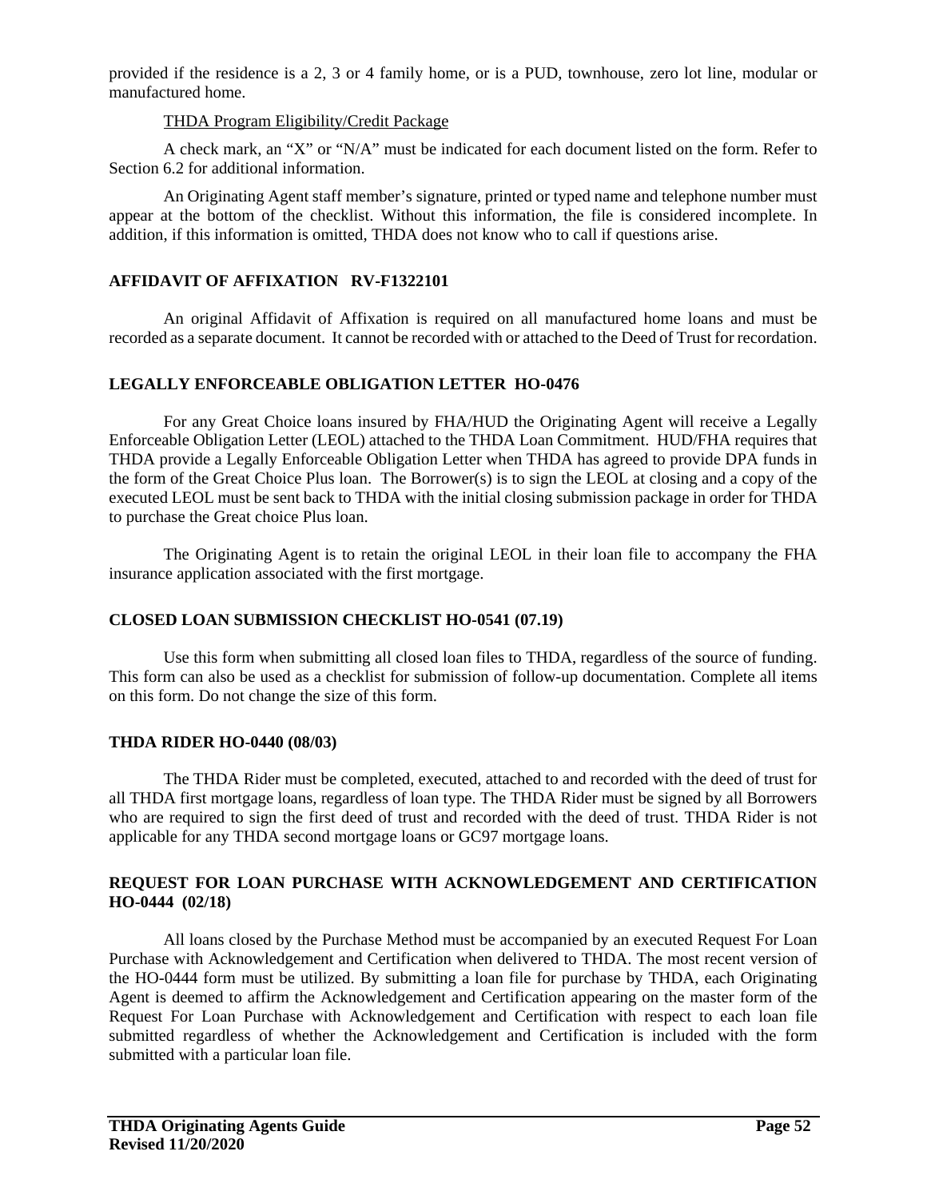provided if the residence is a 2, 3 or 4 family home, or is a PUD, townhouse, zero lot line, modular or manufactured home.

THDA Program Eligibility/Credit Package

A check mark, an "X" or "N/A" must be indicated for each document listed on the form. Refer to Section 6.2 for additional information.

An Originating Agent staff member's signature, printed or typed name and telephone number must appear at the bottom of the checklist. Without this information, the file is considered incomplete. In addition, if this information is omitted, THDA does not know who to call if questions arise.

**AFFIDAVIT OF AFFIXATION RV-F1322101**

An original Affidavit of Affixation is required on all manufactured home loans and must be recorded as a separate document. It cannot be recorded with or attached to the Deed of Trust for recordation.

**LEGALLY ENFORCEABLE OBLIGATION LETTER HO-0476**

For any Great Choice loans insured by FHA/HUD the Originating Agent will receive a Legally Enforceable Obligation Letter (LEOL) attached to the THDA Loan Commitment. HUD/FHA requires that THDA provide a Legally Enforceable Obligation Letter when THDA has agreed to provide DPA funds in the form of the Great Choice Plus loan. The Borrower(s) is to sign the LEOL at closing and a copy of the executed LEOL must be sent back to THDA with the initial closing submission package in order for THDA to purchase the Great choice Plus loan.

The Originating Agent is to retain the original LEOL in their loan file to accompany the FHA insurance application associated with the first mortgage.

**CLOSED LOAN SUBMISSION CHECKLIST HO-0541 (07.19)**

Use this form when submitting all closed loan files to THDA, regardless of the source of funding. This form can also be used as a checklist for submission of follow-up documentation. Complete all items on this form. Do not change the size of this form.

**THDA RIDER HO-0440 (08/03)**

The THDA Rider must be completed, executed, attached to and recorded with the deed of trust for all THDA first mortgage loans, regardless of loan type. The THDA Rider must be signed by all Borrowers who are required to sign the first deed of trust and recorded with the deed of trust. THDA Rider is not applicable for any THDA second mortgage loans or GC97 mortgage loans.

**REQUEST FOR LOAN PURCHASE WITH ACKNOWLEDGEMENT AND CERTIFICATION HO-0444 (02/18)**

All loans closed by the Purchase Method must be accompanied by an executed Request For Loan Purchase with Acknowledgement and Certification when delivered to THDA. The most recent version of the HO-0444 form must be utilized. By submitting a loan file for purchase by THDA, each Originating Agent is deemed to affirm the Acknowledgement and Certification appearing on the master form of the Request For Loan Purchase with Acknowledgement and Certification with respect to each loan file submitted regardless of whether the Acknowledgement and Certification is included with the form submitted with a particular loan file.